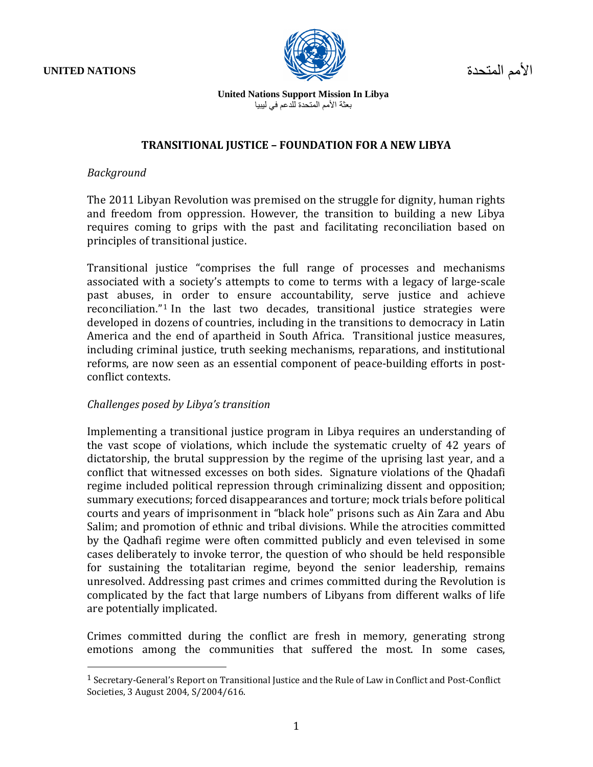**UNITED NATIONS** الأمم المتحدة

**United Nations Support Mission In Libya**
بعثة الأمم المتحدة للدعم في ليبيا

## TRANSITIONAL JUSTICE – FOUNDATION FOR A NEW LIBYA

*Background*

The 2011 Libyan Revolution was premised on the struggle for dignity, human rights and freedom from oppression. However, the transition to building a new Libya requires coming to grips with the past and facilitating reconciliation based on principles of transitional justice.

Transitional justice "comprises the full range of processes and mechanisms associated with a society's attempts to come to terms with a legacy of large-scale past abuses, in order to ensure accountability, serve justice and achieve reconciliation."[1] In the last two decades, transitional justice strategies were developed in dozens of countries, including in the transitions to democracy in Latin America and the end of apartheid in South Africa. Transitional justice measures, including criminal justice, truth seeking mechanisms, reparations, and institutional reforms, are now seen as an essential component of peace-building efforts in post-conflict contexts.

*Challenges posed by Libya's transition*

Implementing a transitional justice program in Libya requires an understanding of the vast scope of violations, which include the systematic cruelty of 42 years of dictatorship, the brutal suppression by the regime of the uprising last year, and a conflict that witnessed excesses on both sides. Signature violations of the Qhadafi regime included political repression through criminalizing dissent and opposition; summary executions; forced disappearances and torture; mock trials before political courts and years of imprisonment in "black hole" prisons such as Ain Zara and Abu Salim; and promotion of ethnic and tribal divisions. While the atrocities committed by the Qadhafi regime were often committed publicly and even televised in some cases deliberately to invoke terror, the question of who should be held responsible for sustaining the totalitarian regime, beyond the senior leadership, remains unresolved. Addressing past crimes and crimes committed during the Revolution is complicated by the fact that large numbers of Libyans from different walks of life are potentially implicated.

Crimes committed during the conflict are fresh in memory, generating strong emotions among the communities that suffered the most. In some cases,

[1] Secretary-General's Report on Transitional Justice and the Rule of Law in Conflict and Post-Conflict Societies, 3 August 2004, S/2004/616.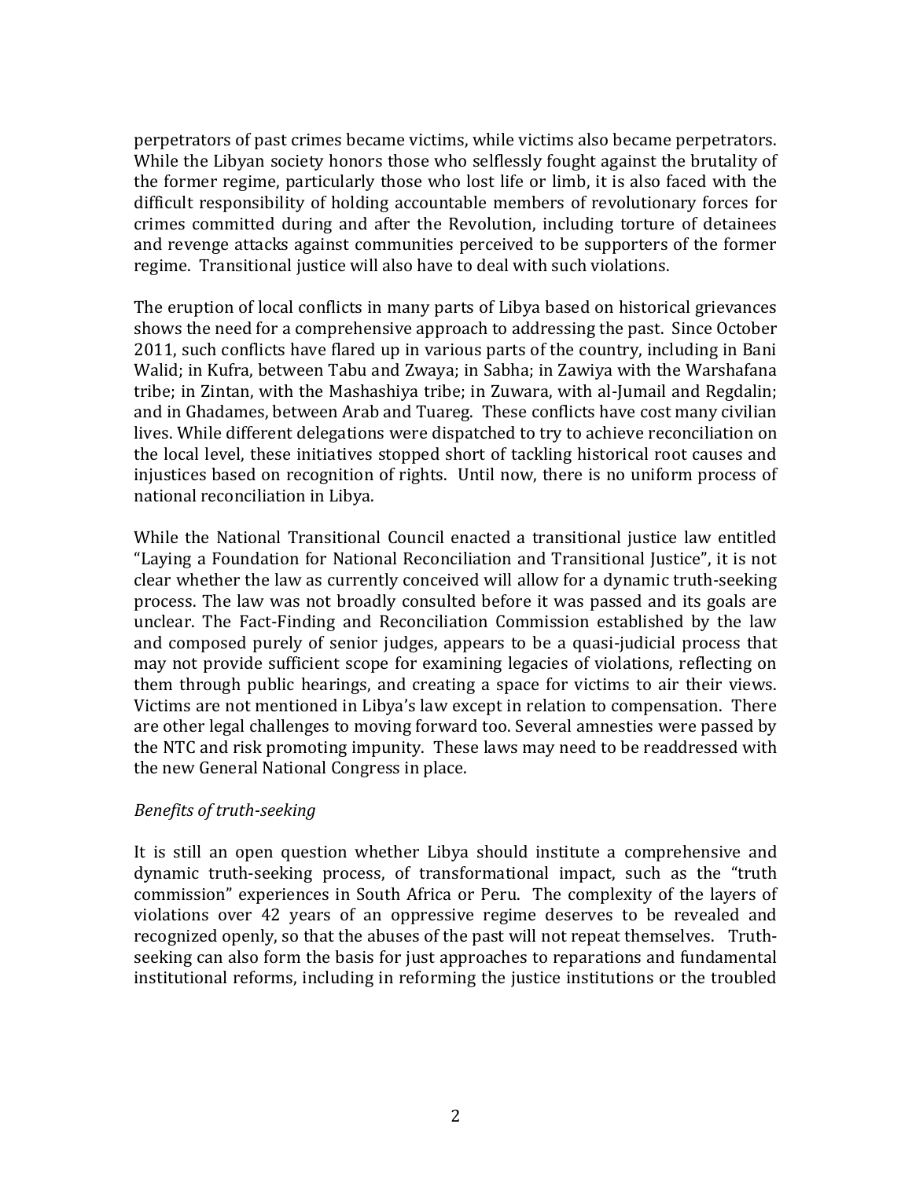perpetrators of past crimes became victims, while victims also became perpetrators. While the Libyan society honors those who selflessly fought against the brutality of the former regime, particularly those who lost life or limb, it is also faced with the difficult responsibility of holding accountable members of revolutionary forces for crimes committed during and after the Revolution, including torture of detainees and revenge attacks against communities perceived to be supporters of the former regime. Transitional justice will also have to deal with such violations.

The eruption of local conflicts in many parts of Libya based on historical grievances shows the need for a comprehensive approach to addressing the past. Since October 2011, such conflicts have flared up in various parts of the country, including in Bani Walid; in Kufra, between Tabu and Zwaya; in Sabha; in Zawiya with the Warshafana tribe; in Zintan, with the Mashashiya tribe; in Zuwara, with al-Jumail and Regdalin; and in Ghadames, between Arab and Tuareg. These conflicts have cost many civilian lives. While different delegations were dispatched to try to achieve reconciliation on the local level, these initiatives stopped short of tackling historical root causes and injustices based on recognition of rights. Until now, there is no uniform process of national reconciliation in Libya.

While the National Transitional Council enacted a transitional justice law entitled "Laying a Foundation for National Reconciliation and Transitional Justice", it is not clear whether the law as currently conceived will allow for a dynamic truth-seeking process. The law was not broadly consulted before it was passed and its goals are unclear. The Fact-Finding and Reconciliation Commission established by the law and composed purely of senior judges, appears to be a quasi-judicial process that may not provide sufficient scope for examining legacies of violations, reflecting on them through public hearings, and creating a space for victims to air their views. Victims are not mentioned in Libya's law except in relation to compensation. There are other legal challenges to moving forward too. Several amnesties were passed by the NTC and risk promoting impunity. These laws may need to be readdressed with the new General National Congress in place.

*Benefits of truth-seeking*

It is still an open question whether Libya should institute a comprehensive and dynamic truth-seeking process, of transformational impact, such as the "truth commission" experiences in South Africa or Peru. The complexity of the layers of violations over 42 years of an oppressive regime deserves to be revealed and recognized openly, so that the abuses of the past will not repeat themselves. Truth-seeking can also form the basis for just approaches to reparations and fundamental institutional reforms, including in reforming the justice institutions or the troubled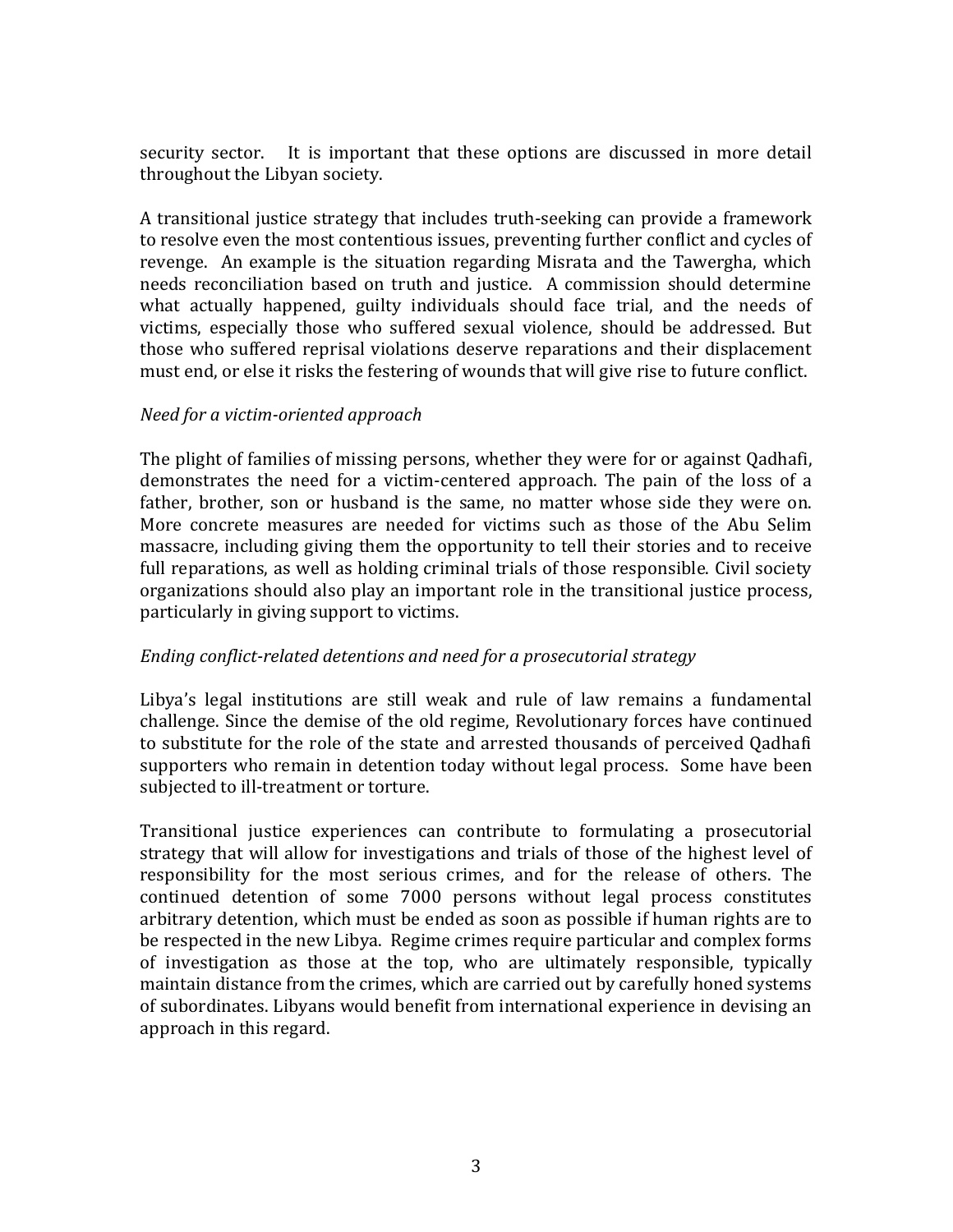security sector. It is important that these options are discussed in more detail throughout the Libyan society.

A transitional justice strategy that includes truth-seeking can provide a framework to resolve even the most contentious issues, preventing further conflict and cycles of revenge. An example is the situation regarding Misrata and the Tawergha, which needs reconciliation based on truth and justice. A commission should determine what actually happened, guilty individuals should face trial, and the needs of victims, especially those who suffered sexual violence, should be addressed. But those who suffered reprisal violations deserve reparations and their displacement must end, or else it risks the festering of wounds that will give rise to future conflict.

*Need for a victim-oriented approach*

The plight of families of missing persons, whether they were for or against Qadhafi, demonstrates the need for a victim-centered approach. The pain of the loss of a father, brother, son or husband is the same, no matter whose side they were on. More concrete measures are needed for victims such as those of the Abu Selim massacre, including giving them the opportunity to tell their stories and to receive full reparations, as well as holding criminal trials of those responsible. Civil society organizations should also play an important role in the transitional justice process, particularly in giving support to victims.

*Ending conflict-related detentions and need for a prosecutorial strategy*

Libya's legal institutions are still weak and rule of law remains a fundamental challenge. Since the demise of the old regime, Revolutionary forces have continued to substitute for the role of the state and arrested thousands of perceived Qadhafi supporters who remain in detention today without legal process. Some have been subjected to ill-treatment or torture.

Transitional justice experiences can contribute to formulating a prosecutorial strategy that will allow for investigations and trials of those of the highest level of responsibility for the most serious crimes, and for the release of others. The continued detention of some 7000 persons without legal process constitutes arbitrary detention, which must be ended as soon as possible if human rights are to be respected in the new Libya. Regime crimes require particular and complex forms of investigation as those at the top, who are ultimately responsible, typically maintain distance from the crimes, which are carried out by carefully honed systems of subordinates. Libyans would benefit from international experience in devising an approach in this regard.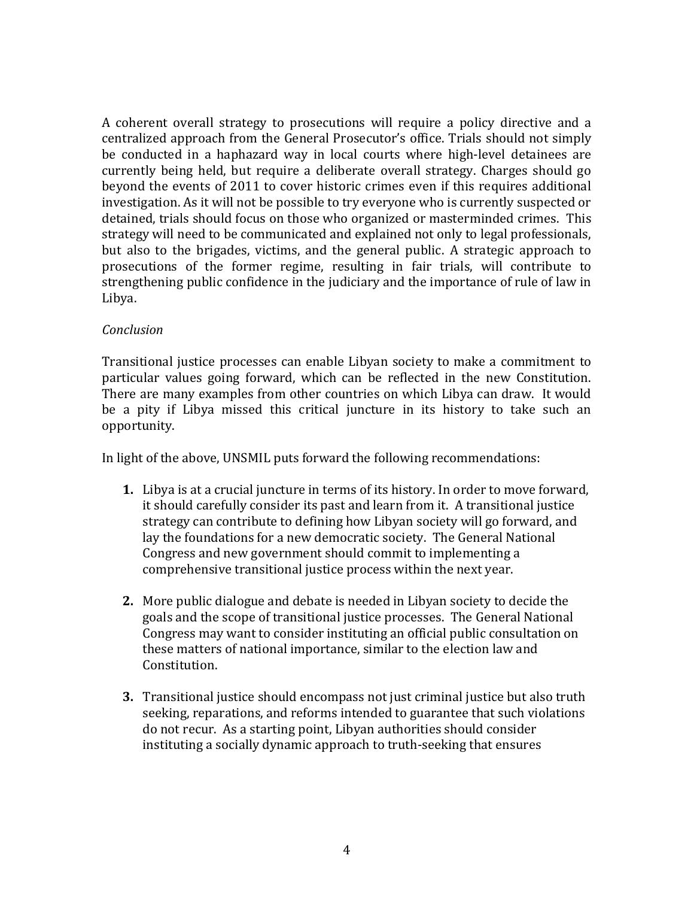A coherent overall strategy to prosecutions will require a policy directive and a centralized approach from the General Prosecutor's office. Trials should not simply be conducted in a haphazard way in local courts where high-level detainees are currently being held, but require a deliberate overall strategy. Charges should go beyond the events of 2011 to cover historic crimes even if this requires additional investigation. As it will not be possible to try everyone who is currently suspected or detained, trials should focus on those who organized or masterminded crimes. This strategy will need to be communicated and explained not only to legal professionals, but also to the brigades, victims, and the general public. A strategic approach to prosecutions of the former regime, resulting in fair trials, will contribute to strengthening public confidence in the judiciary and the importance of rule of law in Libya.

*Conclusion*

Transitional justice processes can enable Libyan society to make a commitment to particular values going forward, which can be reflected in the new Constitution. There are many examples from other countries on which Libya can draw. It would be a pity if Libya missed this critical juncture in its history to take such an opportunity.

In light of the above, UNSMIL puts forward the following recommendations:

1. Libya is at a crucial juncture in terms of its history. In order to move forward, it should carefully consider its past and learn from it. A transitional justice strategy can contribute to defining how Libyan society will go forward, and lay the foundations for a new democratic society. The General National Congress and new government should commit to implementing a comprehensive transitional justice process within the next year.

2. More public dialogue and debate is needed in Libyan society to decide the goals and the scope of transitional justice processes. The General National Congress may want to consider instituting an official public consultation on these matters of national importance, similar to the election law and Constitution.

3. Transitional justice should encompass not just criminal justice but also truth seeking, reparations, and reforms intended to guarantee that such violations do not recur. As a starting point, Libyan authorities should consider instituting a socially dynamic approach to truth-seeking that ensures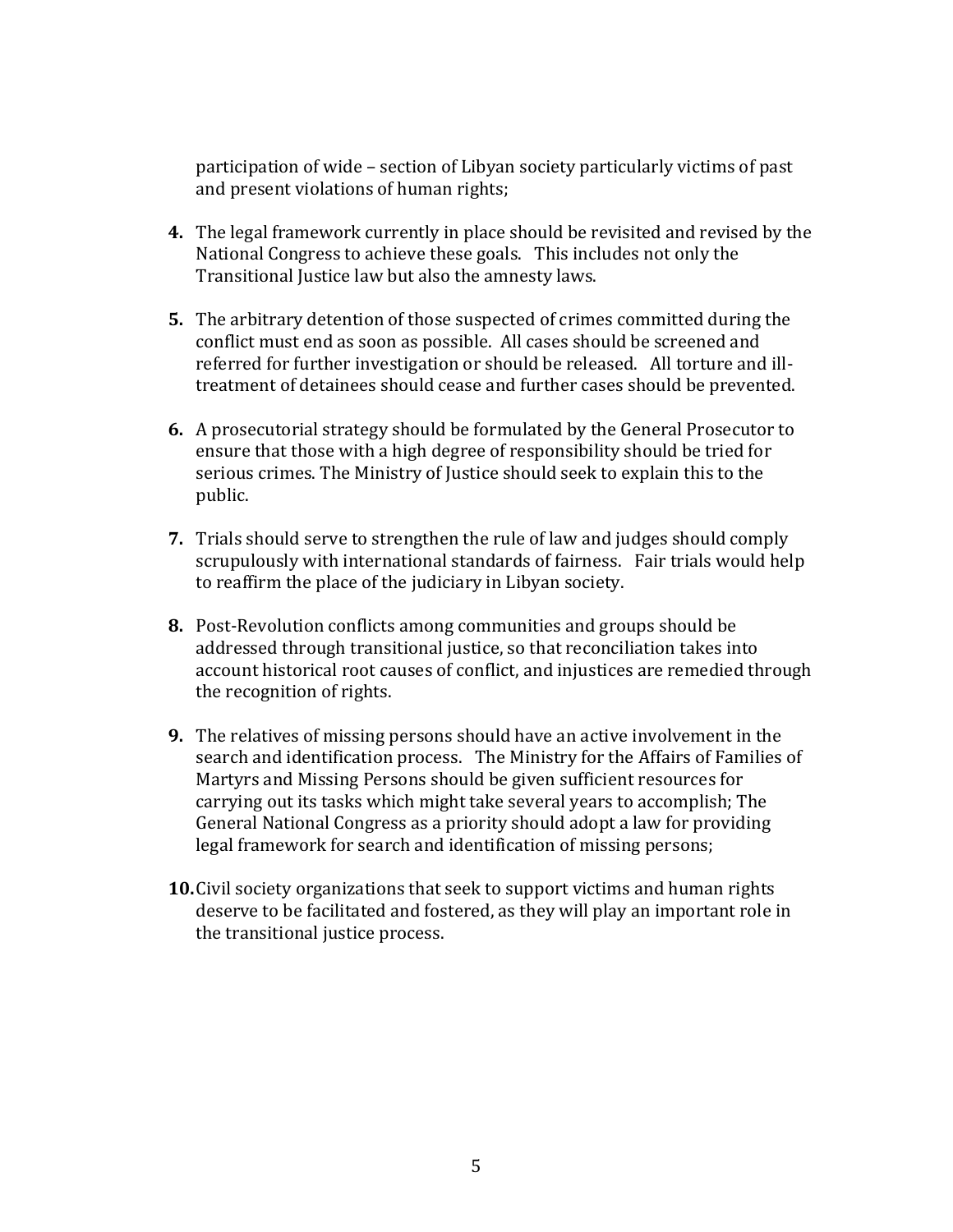participation of wide – section of Libyan society particularly victims of past and present violations of human rights;

4. The legal framework currently in place should be revisited and revised by the National Congress to achieve these goals. This includes not only the Transitional Justice law but also the amnesty laws.

5. The arbitrary detention of those suspected of crimes committed during the conflict must end as soon as possible. All cases should be screened and referred for further investigation or should be released. All torture and ill-treatment of detainees should cease and further cases should be prevented.

6. A prosecutorial strategy should be formulated by the General Prosecutor to ensure that those with a high degree of responsibility should be tried for serious crimes. The Ministry of Justice should seek to explain this to the public.

7. Trials should serve to strengthen the rule of law and judges should comply scrupulously with international standards of fairness. Fair trials would help to reaffirm the place of the judiciary in Libyan society.

8. Post-Revolution conflicts among communities and groups should be addressed through transitional justice, so that reconciliation takes into account historical root causes of conflict, and injustices are remedied through the recognition of rights.

9. The relatives of missing persons should have an active involvement in the search and identification process. The Ministry for the Affairs of Families of Martyrs and Missing Persons should be given sufficient resources for carrying out its tasks which might take several years to accomplish; The General National Congress as a priority should adopt a law for providing legal framework for search and identification of missing persons;

10. Civil society organizations that seek to support victims and human rights deserve to be facilitated and fostered, as they will play an important role in the transitional justice process.